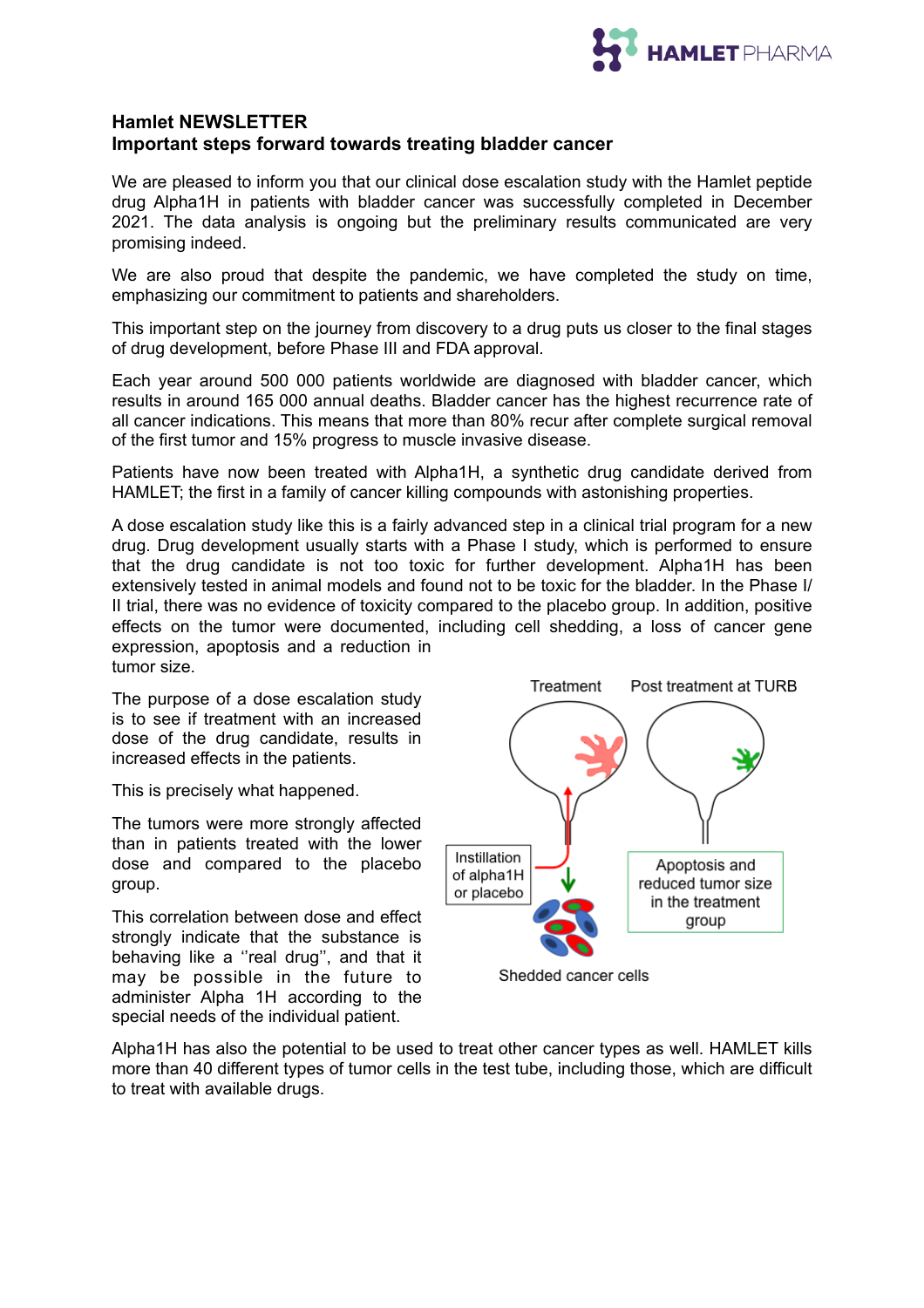# Hamlet NEWSLETTER

## Important steps forward towards treating bladder cancer

We are pleased to inform you that our clinical dose escalation study with the Hamlet peptide drug Alpha1H in patients with bladder cancer was successfully completed in December 2021. The data analysis is ongoing but the preliminary results communicated are very promising indeed.

We are also proud that despite the pandemic, we have completed the study on time, emphasizing our commitment to patients and shareholders.

This important step on the journey from discovery to a drug puts us closer to the final stages of drug development, before Phase III and FDA approval.

Each year around 500 000 patients worldwide are diagnosed with bladder cancer, which results in around 165 000 annual deaths. Bladder cancer has the highest recurrence rate of all cancer indications. This means that more than 80% recur after complete surgical removal of the first tumor and 15% progress to muscle invasive disease.

Patients have now been treated with Alpha1H, a synthetic drug candidate derived from HAMLET; the first in a family of cancer killing compounds with astonishing properties.

A dose escalation study like this is a fairly advanced step in a clinical trial program for a new drug. Drug development usually starts with a Phase I study, which is performed to ensure that the drug candidate is not too toxic for further development. Alpha1H has been extensively tested in animal models and found not to be toxic for the bladder. In the Phase I/II trial, there was no evidence of toxicity compared to the placebo group. In addition, positive effects on the tumor were documented, including cell shedding, a loss of cancer gene expression, apoptosis and a reduction in tumor size.

The purpose of a dose escalation study is to see if treatment with an increased dose of the drug candidate, results in increased effects in the patients.

This is precisely what happened.

The tumors were more strongly affected than in patients treated with the lower dose and compared to the placebo group.

This correlation between dose and effect strongly indicate that the substance is behaving like a ''real drug'', and that it may be possible in the future to administer Alpha 1H according to the special needs of the individual patient.

Treatment | Post treatment at TURB

Instillation of alpha1H or placebo

Apoptosis and reduced tumor size in the treatment group

Shedded cancer cells

Alpha1H has also the potential to be used to treat other cancer types as well. HAMLET kills more than 40 different types of tumor cells in the test tube, including those, which are difficult to treat with available drugs.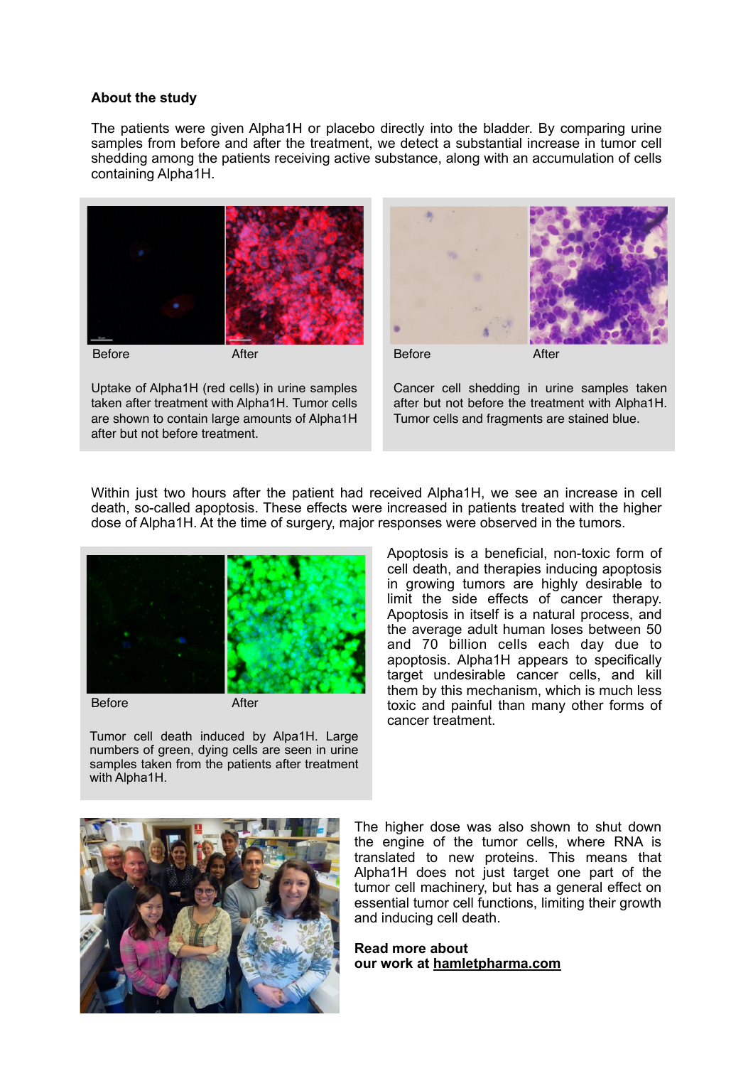**About the study**

The patients were given Alpha1H or placebo directly into the bladder. By comparing urine samples from before and after the treatment, we detect a substantial increase in tumor cell shedding among the patients receiving active substance, along with an accumulation of cells containing Alpha1H.

Before After

Uptake of Alpha1H (red cells) in urine samples taken after treatment with Alpha1H. Tumor cells are shown to contain large amounts of Alpha1H after but not before treatment.

Before After

Cancer cell shedding in urine samples taken after but not before the treatment with Alpha1H. Tumor cells and fragments are stained blue.

Within just two hours after the patient had received Alpha1H, we see an increase in cell death, so-called apoptosis. These effects were increased in patients treated with the higher dose of Alpha1H. At the time of surgery, major responses were observed in the tumors.

Before After

Tumor cell death induced by Alpa1H. Large numbers of green, dying cells are seen in urine samples taken from the patients after treatment with Alpha1H.

Apoptosis is a beneficial, non-toxic form of cell death, and therapies inducing apoptosis in growing tumors are highly desirable to limit the side effects of cancer therapy. Apoptosis in itself is a natural process, and the average adult human loses between 50 and 70 billion cells each day due to apoptosis. Alpha1H appears to specifically target undesirable cancer cells, and kill them by this mechanism, which is much less toxic and painful than many other forms of cancer treatment.

The higher dose was also shown to shut down the engine of the tumor cells, where RNA is translated to new proteins. This means that Alpha1H does not just target one part of the tumor cell machinery, but has a general effect on essential tumor cell functions, limiting their growth and inducing cell death.

**Read more about our work at hamletpharma.com**